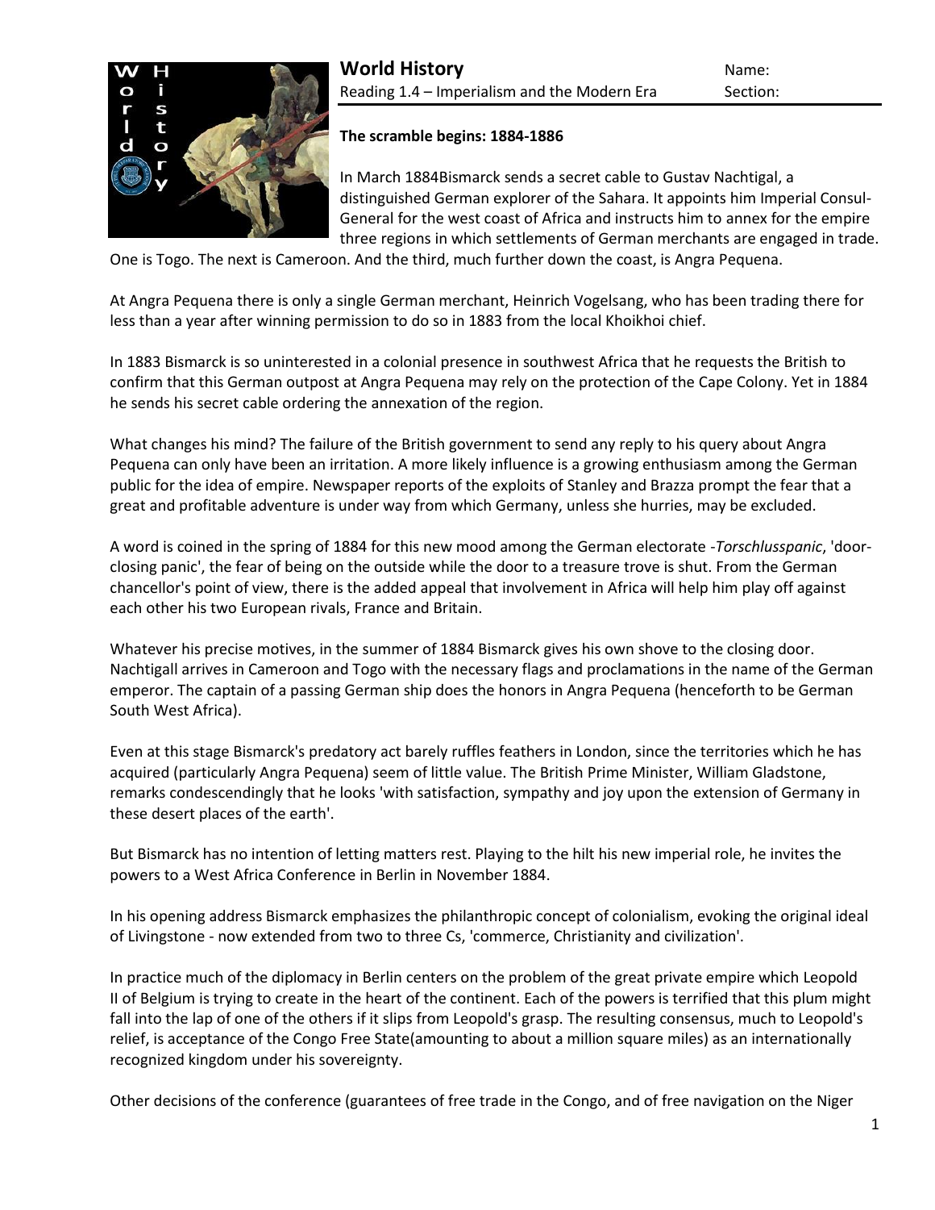**World History**
Reading 1.4 – Imperialism and the Modern Era

Name:
Section:

**The scramble begins: 1884-1886**

In March 1884Bismarck sends a secret cable to Gustav Nachtigal, a distinguished German explorer of the Sahara. It appoints him Imperial Consul-General for the west coast of Africa and instructs him to annex for the empire three regions in which settlements of German merchants are engaged in trade. One is Togo. The next is Cameroon. And the third, much further down the coast, is Angra Pequena.

At Angra Pequena there is only a single German merchant, Heinrich Vogelsang, who has been trading there for less than a year after winning permission to do so in 1883 from the local Khoikhoi chief.

In 1883 Bismarck is so uninterested in a colonial presence in southwest Africa that he requests the British to confirm that this German outpost at Angra Pequena may rely on the protection of the Cape Colony. Yet in 1884 he sends his secret cable ordering the annexation of the region.

What changes his mind? The failure of the British government to send any reply to his query about Angra Pequena can only have been an irritation. A more likely influence is a growing enthusiasm among the German public for the idea of empire. Newspaper reports of the exploits of Stanley and Brazza prompt the fear that a great and profitable adventure is under way from which Germany, unless she hurries, may be excluded.

A word is coined in the spring of 1884 for this new mood among the German electorate -*Torschlusspanic*, 'door-closing panic', the fear of being on the outside while the door to a treasure trove is shut. From the German chancellor's point of view, there is the added appeal that involvement in Africa will help him play off against each other his two European rivals, France and Britain.

Whatever his precise motives, in the summer of 1884 Bismarck gives his own shove to the closing door. Nachtigall arrives in Cameroon and Togo with the necessary flags and proclamations in the name of the German emperor. The captain of a passing German ship does the honors in Angra Pequena (henceforth to be German South West Africa).

Even at this stage Bismarck's predatory act barely ruffles feathers in London, since the territories which he has acquired (particularly Angra Pequena) seem of little value. The British Prime Minister, William Gladstone, remarks condescendingly that he looks 'with satisfaction, sympathy and joy upon the extension of Germany in these desert places of the earth'.

But Bismarck has no intention of letting matters rest. Playing to the hilt his new imperial role, he invites the powers to a West Africa Conference in Berlin in November 1884.

In his opening address Bismarck emphasizes the philanthropic concept of colonialism, evoking the original ideal of Livingstone - now extended from two to three Cs, 'commerce, Christianity and civilization'.

In practice much of the diplomacy in Berlin centers on the problem of the great private empire which Leopold II of Belgium is trying to create in the heart of the continent. Each of the powers is terrified that this plum might fall into the lap of one of the others if it slips from Leopold's grasp. The resulting consensus, much to Leopold's relief, is acceptance of the Congo Free State(amounting to about a million square miles) as an internationally recognized kingdom under his sovereignty.

Other decisions of the conference (guarantees of free trade in the Congo, and of free navigation on the Niger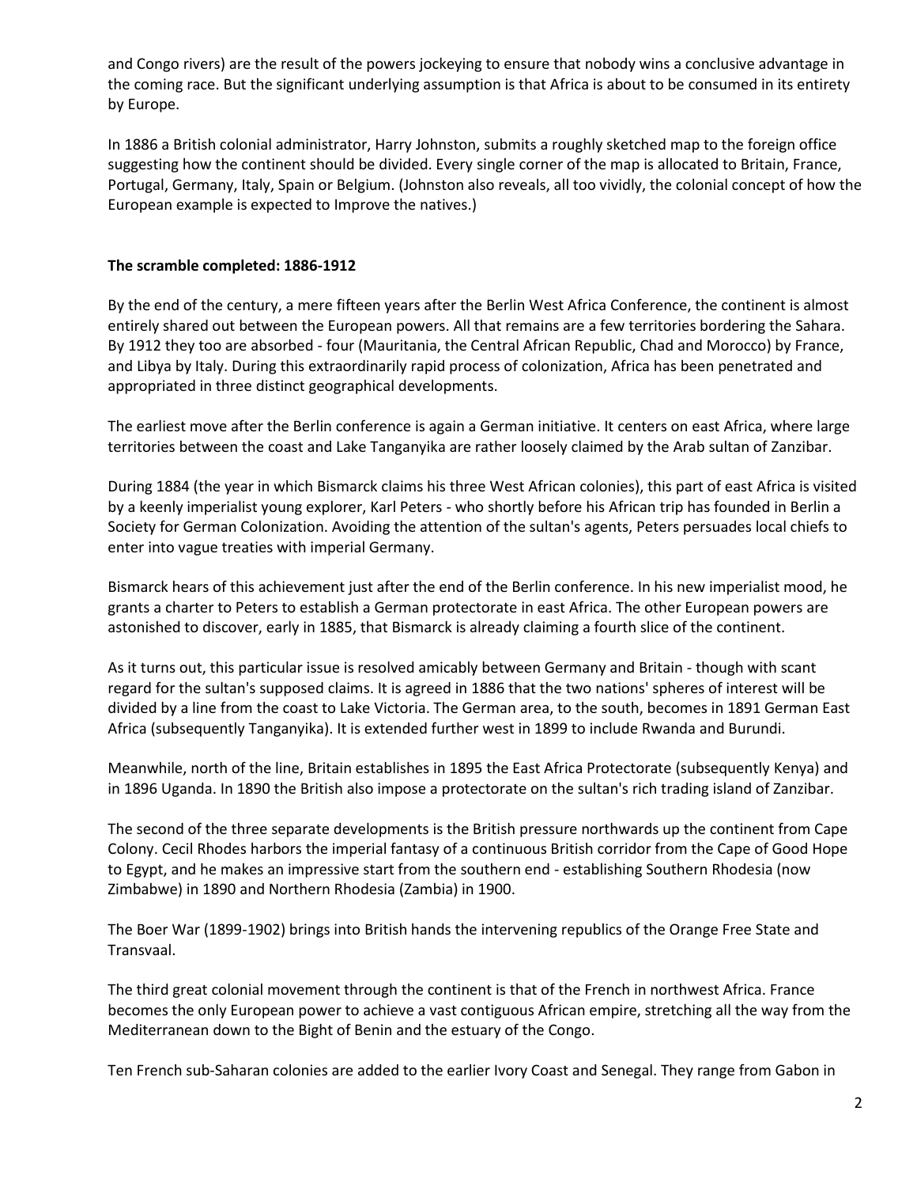and Congo rivers) are the result of the powers jockeying to ensure that nobody wins a conclusive advantage in the coming race. But the significant underlying assumption is that Africa is about to be consumed in its entirety by Europe.

In 1886 a British colonial administrator, Harry Johnston, submits a roughly sketched map to the foreign office suggesting how the continent should be divided. Every single corner of the map is allocated to Britain, France, Portugal, Germany, Italy, Spain or Belgium. (Johnston also reveals, all too vividly, the colonial concept of how the European example is expected to Improve the natives.)

**The scramble completed: 1886-1912**

By the end of the century, a mere fifteen years after the Berlin West Africa Conference, the continent is almost entirely shared out between the European powers. All that remains are a few territories bordering the Sahara. By 1912 they too are absorbed - four (Mauritania, the Central African Republic, Chad and Morocco) by France, and Libya by Italy. During this extraordinarily rapid process of colonization, Africa has been penetrated and appropriated in three distinct geographical developments.

The earliest move after the Berlin conference is again a German initiative. It centers on east Africa, where large territories between the coast and Lake Tanganyika are rather loosely claimed by the Arab sultan of Zanzibar.

During 1884 (the year in which Bismarck claims his three West African colonies), this part of east Africa is visited by a keenly imperialist young explorer, Karl Peters - who shortly before his African trip has founded in Berlin a Society for German Colonization. Avoiding the attention of the sultan's agents, Peters persuades local chiefs to enter into vague treaties with imperial Germany.

Bismarck hears of this achievement just after the end of the Berlin conference. In his new imperialist mood, he grants a charter to Peters to establish a German protectorate in east Africa. The other European powers are astonished to discover, early in 1885, that Bismarck is already claiming a fourth slice of the continent.

As it turns out, this particular issue is resolved amicably between Germany and Britain - though with scant regard for the sultan's supposed claims. It is agreed in 1886 that the two nations' spheres of interest will be divided by a line from the coast to Lake Victoria. The German area, to the south, becomes in 1891 German East Africa (subsequently Tanganyika). It is extended further west in 1899 to include Rwanda and Burundi.

Meanwhile, north of the line, Britain establishes in 1895 the East Africa Protectorate (subsequently Kenya) and in 1896 Uganda. In 1890 the British also impose a protectorate on the sultan's rich trading island of Zanzibar.

The second of the three separate developments is the British pressure northwards up the continent from Cape Colony. Cecil Rhodes harbors the imperial fantasy of a continuous British corridor from the Cape of Good Hope to Egypt, and he makes an impressive start from the southern end - establishing Southern Rhodesia (now Zimbabwe) in 1890 and Northern Rhodesia (Zambia) in 1900.

The Boer War (1899-1902) brings into British hands the intervening republics of the Orange Free State and Transvaal.

The third great colonial movement through the continent is that of the French in northwest Africa. France becomes the only European power to achieve a vast contiguous African empire, stretching all the way from the Mediterranean down to the Bight of Benin and the estuary of the Congo.

Ten French sub-Saharan colonies are added to the earlier Ivory Coast and Senegal. They range from Gabon in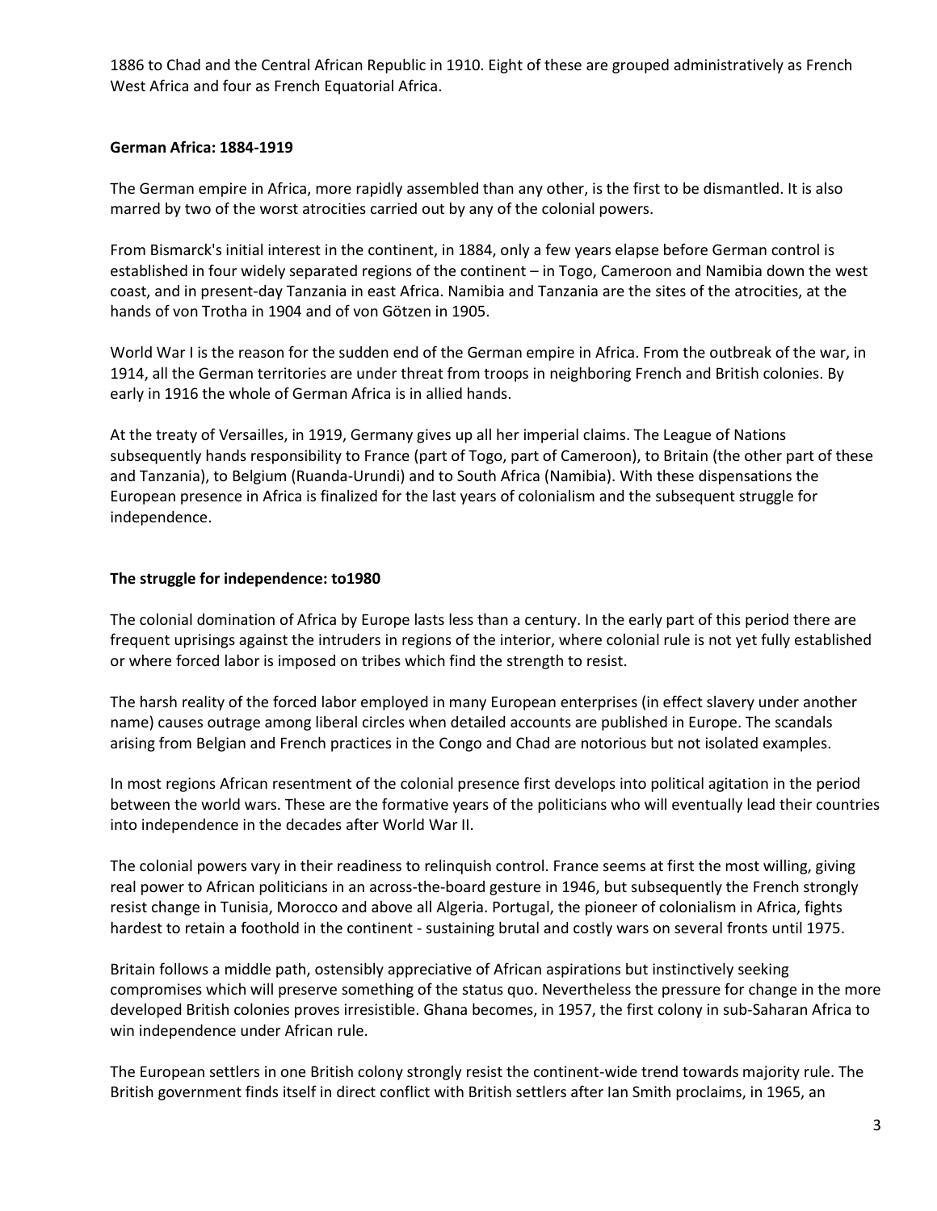1886 to Chad and the Central African Republic in 1910. Eight of these are grouped administratively as French West Africa and four as French Equatorial Africa.

**German Africa: 1884-1919**

The German empire in Africa, more rapidly assembled than any other, is the first to be dismantled. It is also marred by two of the worst atrocities carried out by any of the colonial powers.

From Bismarck's initial interest in the continent, in 1884, only a few years elapse before German control is established in four widely separated regions of the continent – in Togo, Cameroon and Namibia down the west coast, and in present-day Tanzania in east Africa. Namibia and Tanzania are the sites of the atrocities, at the hands of von Trotha in 1904 and of von Götzen in 1905.

World War I is the reason for the sudden end of the German empire in Africa. From the outbreak of the war, in 1914, all the German territories are under threat from troops in neighboring French and British colonies. By early in 1916 the whole of German Africa is in allied hands.

At the treaty of Versailles, in 1919, Germany gives up all her imperial claims. The League of Nations subsequently hands responsibility to France (part of Togo, part of Cameroon), to Britain (the other part of these and Tanzania), to Belgium (Ruanda-Urundi) and to South Africa (Namibia). With these dispensations the European presence in Africa is finalized for the last years of colonialism and the subsequent struggle for independence.

**The struggle for independence: to1980**

The colonial domination of Africa by Europe lasts less than a century. In the early part of this period there are frequent uprisings against the intruders in regions of the interior, where colonial rule is not yet fully established or where forced labor is imposed on tribes which find the strength to resist.

The harsh reality of the forced labor employed in many European enterprises (in effect slavery under another name) causes outrage among liberal circles when detailed accounts are published in Europe. The scandals arising from Belgian and French practices in the Congo and Chad are notorious but not isolated examples.

In most regions African resentment of the colonial presence first develops into political agitation in the period between the world wars. These are the formative years of the politicians who will eventually lead their countries into independence in the decades after World War II.

The colonial powers vary in their readiness to relinquish control. France seems at first the most willing, giving real power to African politicians in an across-the-board gesture in 1946, but subsequently the French strongly resist change in Tunisia, Morocco and above all Algeria. Portugal, the pioneer of colonialism in Africa, fights hardest to retain a foothold in the continent - sustaining brutal and costly wars on several fronts until 1975.

Britain follows a middle path, ostensibly appreciative of African aspirations but instinctively seeking compromises which will preserve something of the status quo. Nevertheless the pressure for change in the more developed British colonies proves irresistible. Ghana becomes, in 1957, the first colony in sub-Saharan Africa to win independence under African rule.

The European settlers in one British colony strongly resist the continent-wide trend towards majority rule. The British government finds itself in direct conflict with British settlers after Ian Smith proclaims, in 1965, an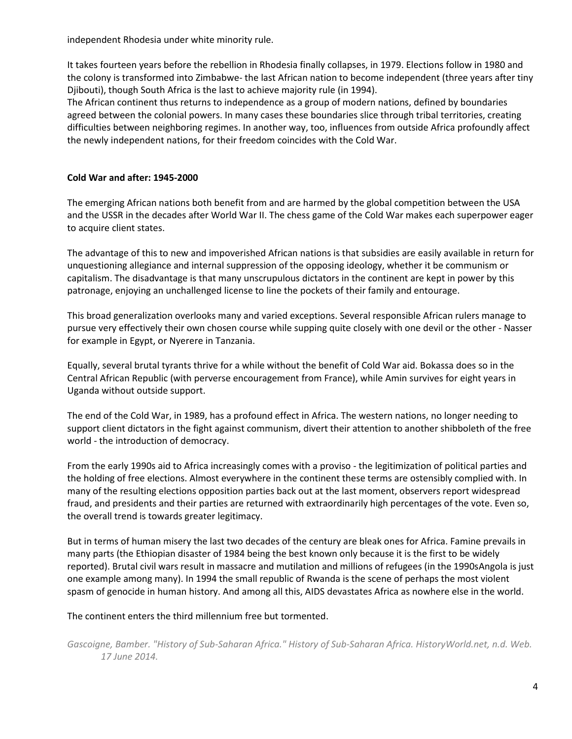independent Rhodesia under white minority rule.

It takes fourteen years before the rebellion in Rhodesia finally collapses, in 1979. Elections follow in 1980 and the colony is transformed into Zimbabwe- the last African nation to become independent (three years after tiny Djibouti), though South Africa is the last to achieve majority rule (in 1994).
The African continent thus returns to independence as a group of modern nations, defined by boundaries agreed between the colonial powers. In many cases these boundaries slice through tribal territories, creating difficulties between neighboring regimes. In another way, too, influences from outside Africa profoundly affect the newly independent nations, for their freedom coincides with the Cold War.

**Cold War and after: 1945-2000**

The emerging African nations both benefit from and are harmed by the global competition between the USA and the USSR in the decades after World War II. The chess game of the Cold War makes each superpower eager to acquire client states.

The advantage of this to new and impoverished African nations is that subsidies are easily available in return for unquestioning allegiance and internal suppression of the opposing ideology, whether it be communism or capitalism. The disadvantage is that many unscrupulous dictators in the continent are kept in power by this patronage, enjoying an unchallenged license to line the pockets of their family and entourage.

This broad generalization overlooks many and varied exceptions. Several responsible African rulers manage to pursue very effectively their own chosen course while supping quite closely with one devil or the other - Nasser for example in Egypt, or Nyerere in Tanzania.

Equally, several brutal tyrants thrive for a while without the benefit of Cold War aid. Bokassa does so in the Central African Republic (with perverse encouragement from France), while Amin survives for eight years in Uganda without outside support.

The end of the Cold War, in 1989, has a profound effect in Africa. The western nations, no longer needing to support client dictators in the fight against communism, divert their attention to another shibboleth of the free world - the introduction of democracy.

From the early 1990s aid to Africa increasingly comes with a proviso - the legitimization of political parties and the holding of free elections. Almost everywhere in the continent these terms are ostensibly complied with. In many of the resulting elections opposition parties back out at the last moment, observers report widespread fraud, and presidents and their parties are returned with extraordinarily high percentages of the vote. Even so, the overall trend is towards greater legitimacy.

But in terms of human misery the last two decades of the century are bleak ones for Africa. Famine prevails in many parts (the Ethiopian disaster of 1984 being the best known only because it is the first to be widely reported). Brutal civil wars result in massacre and mutilation and millions of refugees (in the 1990sAngola is just one example among many). In 1994 the small republic of Rwanda is the scene of perhaps the most violent spasm of genocide in human history. And among all this, AIDS devastates Africa as nowhere else in the world.

The continent enters the third millennium free but tormented.

*Gascoigne, Bamber. "History of Sub-Saharan Africa." History of Sub-Saharan Africa. HistoryWorld.net, n.d. Web. 17 June 2014.*